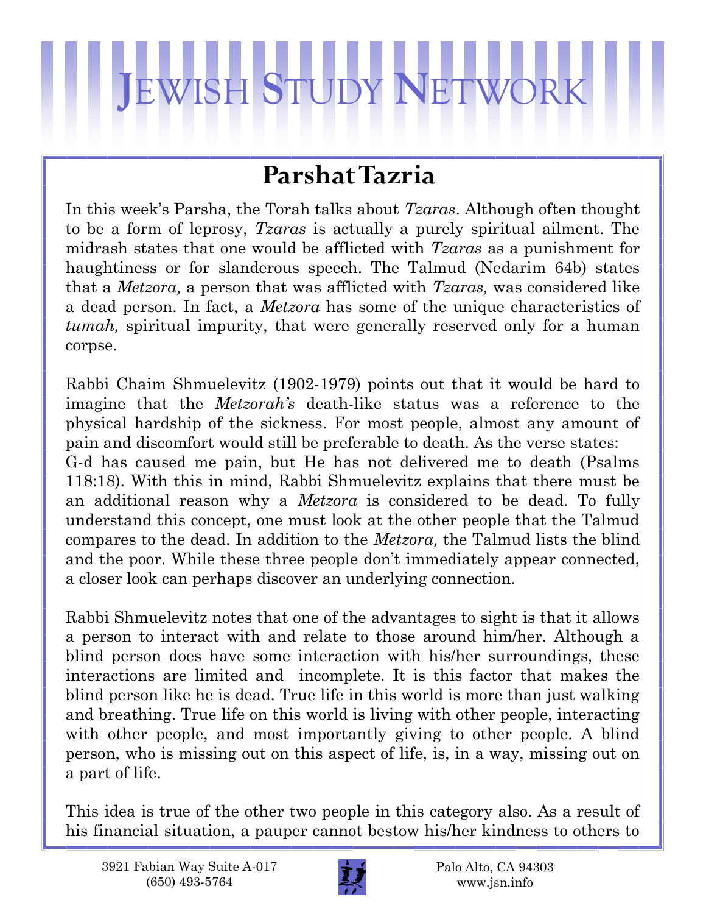# Jewish Study Network

## Parshat Tazria

In this week's Parsha, the Torah talks about *Tzaras*. Although often thought to be a form of leprosy, *Tzaras* is actually a purely spiritual ailment. The midrash states that one would be afflicted with *Tzaras* as a punishment for haughtiness or for slanderous speech. The Talmud (Nedarim 64b) states that a *Metzora,* a person that was afflicted with *Tzaras,* was considered like a dead person. In fact, a *Metzora* has some of the unique characteristics of *tumah,* spiritual impurity, that were generally reserved only for a human corpse.

Rabbi Chaim Shmuelevitz (1902-1979) points out that it would be hard to imagine that the *Metzorah's* death-like status was a reference to the physical hardship of the sickness. For most people, almost any amount of pain and discomfort would still be preferable to death. As the verse states: G-d has caused me pain, but He has not delivered me to death (Psalms 118:18). With this in mind, Rabbi Shmuelevitz explains that there must be an additional reason why a *Metzora* is considered to be dead. To fully understand this concept, one must look at the other people that the Talmud compares to the dead. In addition to the *Metzora,* the Talmud lists the blind and the poor. While these three people don't immediately appear connected, a closer look can perhaps discover an underlying connection.

Rabbi Shmuelevitz notes that one of the advantages to sight is that it allows a person to interact with and relate to those around him/her. Although a blind person does have some interaction with his/her surroundings, these interactions are limited and incomplete. It is this factor that makes the blind person like he is dead. True life in this world is more than just walking and breathing. True life on this world is living with other people, interacting with other people, and most importantly giving to other people. A blind person, who is missing out on this aspect of life, is, in a way, missing out on a part of life.

This idea is true of the other two people in this category also. As a result of his financial situation, a pauper cannot bestow his/her kindness to others to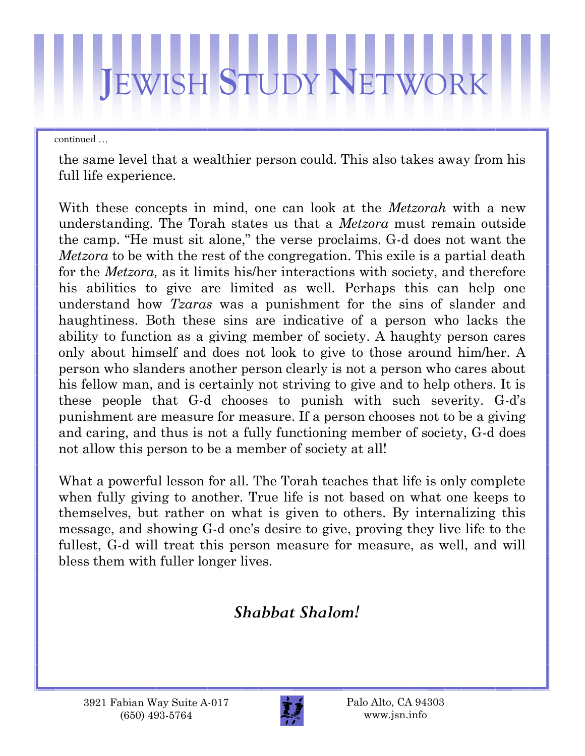continued …

the same level that a wealthier person could. This also takes away from his full life experience.

With these concepts in mind, one can look at the *Metzorah* with a new understanding. The Torah states us that a *Metzora* must remain outside the camp. "He must sit alone," the verse proclaims. G-d does not want the *Metzora* to be with the rest of the congregation. This exile is a partial death for the *Metzora,* as it limits his/her interactions with society, and therefore his abilities to give are limited as well. Perhaps this can help one understand how *Tzaras* was a punishment for the sins of slander and haughtiness. Both these sins are indicative of a person who lacks the ability to function as a giving member of society. A haughty person cares only about himself and does not look to give to those around him/her. A person who slanders another person clearly is not a person who cares about his fellow man, and is certainly not striving to give and to help others. It is these people that G-d chooses to punish with such severity. G-d's punishment are measure for measure. If a person chooses not to be a giving and caring, and thus is not a fully functioning member of society, G-d does not allow this person to be a member of society at all!

What a powerful lesson for all. The Torah teaches that life is only complete when fully giving to another. True life is not based on what one keeps to themselves, but rather on what is given to others. By internalizing this message, and showing G-d one's desire to give, proving they live life to the fullest, G-d will treat this person measure for measure, as well, and will bless them with fuller longer lives.

***Shabbat Shalom!***

3921 Fabian Way Suite A-017
(650) 493-5764

Palo Alto, CA 94303
www.jsn.info